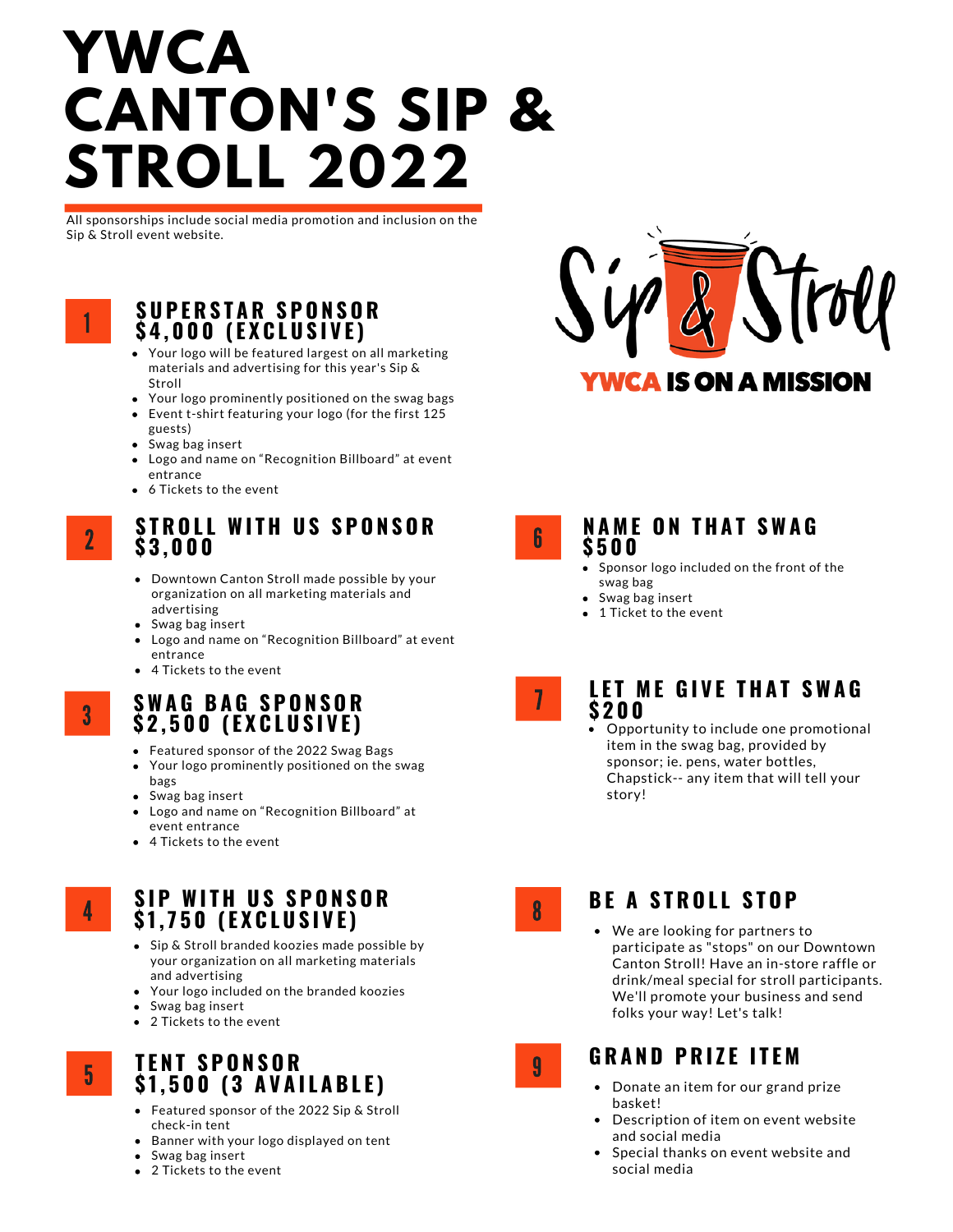# YWCA CANTON'S SIP & STROLL 2022

All sponsorships include social media promotion and inclusion on the Sip & Stroll event website.

Sip & Stroll

YWCA IS ON A MISSION

## 1 SUPERSTAR SPONSOR $4,000 (EXCLUSIVE)

- Your logo will be featured largest on all marketing materials and advertising for this year's Sip & Stroll
- Your logo prominently positioned on the swag bags
- Event t-shirt featuring your logo (for the first 125 guests)
- Swag bag insert
- Logo and name on "Recognition Billboard" at event entrance
- 6 Tickets to the event

## 2 STROLL WITH US SPONSOR $3,000

- Downtown Canton Stroll made possible by your organization on all marketing materials and advertising
- Swag bag insert
- Logo and name on "Recognition Billboard" at event entrance
- 4 Tickets to the event

## 3 SWAG BAG SPONSOR $2,500 (EXCLUSIVE)

- Featured sponsor of the 2022 Swag Bags
- Your logo prominently positioned on the swag bags
- Swag bag insert
- Logo and name on "Recognition Billboard" at event entrance
- 4 Tickets to the event

## 4 SIP WITH US SPONSOR $1,750 (EXCLUSIVE)

- Sip & Stroll branded koozies made possible by your organization on all marketing materials and advertising
- Your logo included on the branded koozies
- Swag bag insert
- 2 Tickets to the event

## 5 TENT SPONSOR $1,500 (3 AVAILABLE)

- Featured sponsor of the 2022 Sip & Stroll check-in tent
- Banner with your logo displayed on tent
- Swag bag insert
- 2 Tickets to the event

## 6 NAME ON THAT SWAG $500

- Sponsor logo included on the front of the swag bag
- Swag bag insert
- 1 Ticket to the event

## 7 LET ME GIVE THAT SWAG $200

- Opportunity to include one promotional item in the swag bag, provided by sponsor; ie. pens, water bottles, Chapstick-- any item that will tell your story!

## 8 BE A STROLL STOP

- We are looking for partners to participate as "stops" on our Downtown Canton Stroll! Have an in-store raffle or drink/meal special for stroll participants. We'll promote your business and send folks your way! Let's talk!

## 9 GRAND PRIZE ITEM

- Donate an item for our grand prize basket!
- Description of item on event website and social media
- Special thanks on event website and social media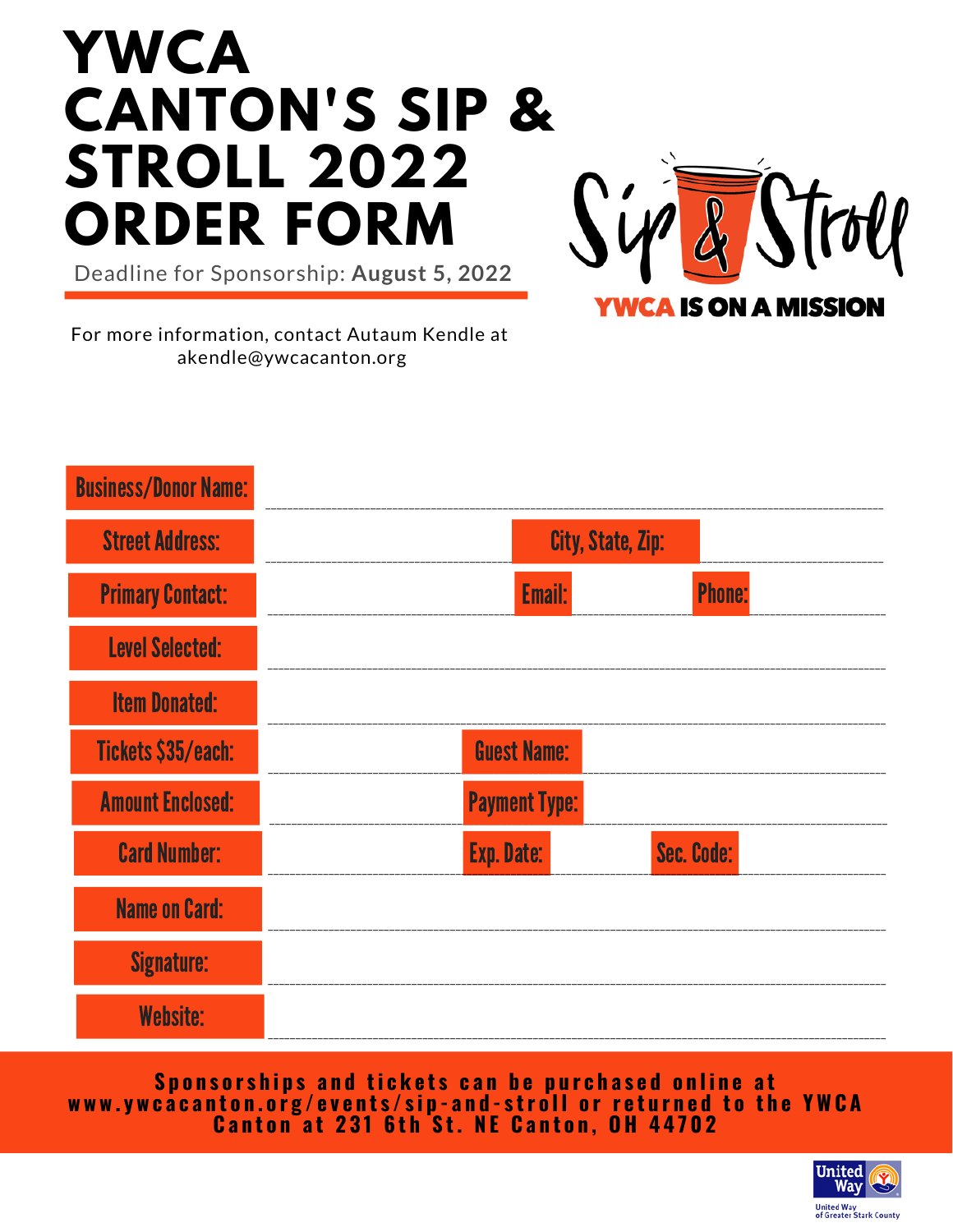# YWCA CANTON'S SIP & STROLL 2022 ORDER FORM

Deadline for Sponsorship: **August 5, 2022**

Sip & Stroll

YWCA IS ON A MISSION

For more information, contact Autaum Kendle at akendle@ywcacanton.org

Business/Donor Name: ____________________

Street Address: ____________________ City, State, Zip: ____________________

Primary Contact: ____________________ Email: ____________________ Phone: ____________________

Level Selected: ____________________

Item Donated: ____________________

Tickets $35/each: ____________________ Guest Name: ____________________

Amount Enclosed: ____________________ Payment Type: ____________________

Card Number: ____________________ Exp. Date: ____________________ Sec. Code: ____________________

Name on Card: ____________________

Signature: ____________________

Website: ____________________

**Sponsorships and tickets can be purchased online at www.ywcacanton.org/events/sip-and-stroll or returned to the YWCA Canton at 231 6th St. NE Canton, OH 44702**

United Way

United Way of Greater Stark County